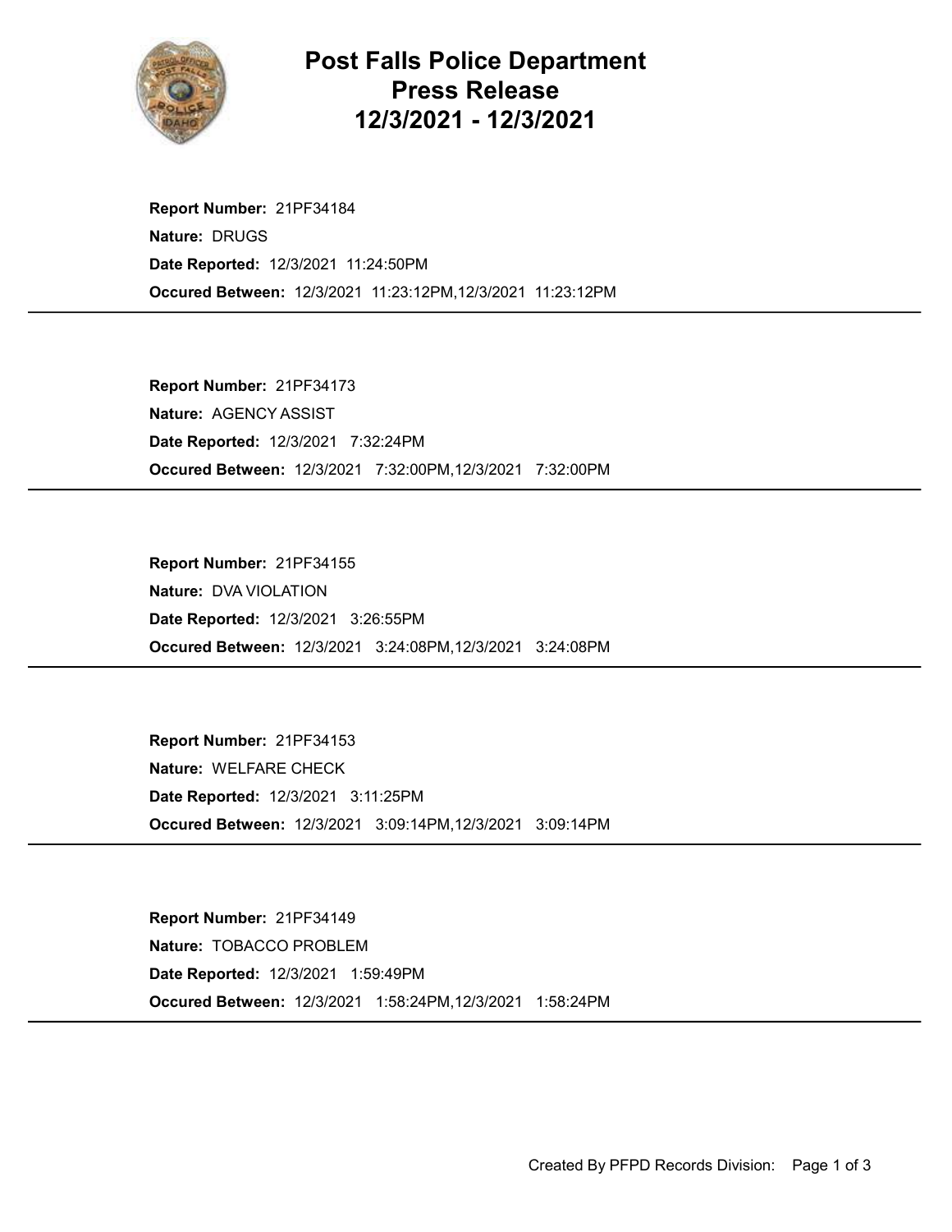# Post Falls Police Department Press Release 12/3/2021 - 12/3/2021

**Report Number:** 21PF34184
**Nature:** DRUGS
**Date Reported:** 12/3/2021 11:24:50PM
**Occured Between:** 12/3/2021 11:23:12PM,12/3/2021 11:23:12PM

---

**Report Number:** 21PF34173
**Nature:** AGENCY ASSIST
**Date Reported:** 12/3/2021 7:32:24PM
**Occured Between:** 12/3/2021 7:32:00PM,12/3/2021 7:32:00PM

---

**Report Number:** 21PF34155
**Nature:** DVA VIOLATION
**Date Reported:** 12/3/2021 3:26:55PM
**Occured Between:** 12/3/2021 3:24:08PM,12/3/2021 3:24:08PM

---

**Report Number:** 21PF34153
**Nature:** WELFARE CHECK
**Date Reported:** 12/3/2021 3:11:25PM
**Occured Between:** 12/3/2021 3:09:14PM,12/3/2021 3:09:14PM

---

**Report Number:** 21PF34149
**Nature:** TOBACCO PROBLEM
**Date Reported:** 12/3/2021 1:59:49PM
**Occured Between:** 12/3/2021 1:58:24PM,12/3/2021 1:58:24PM

---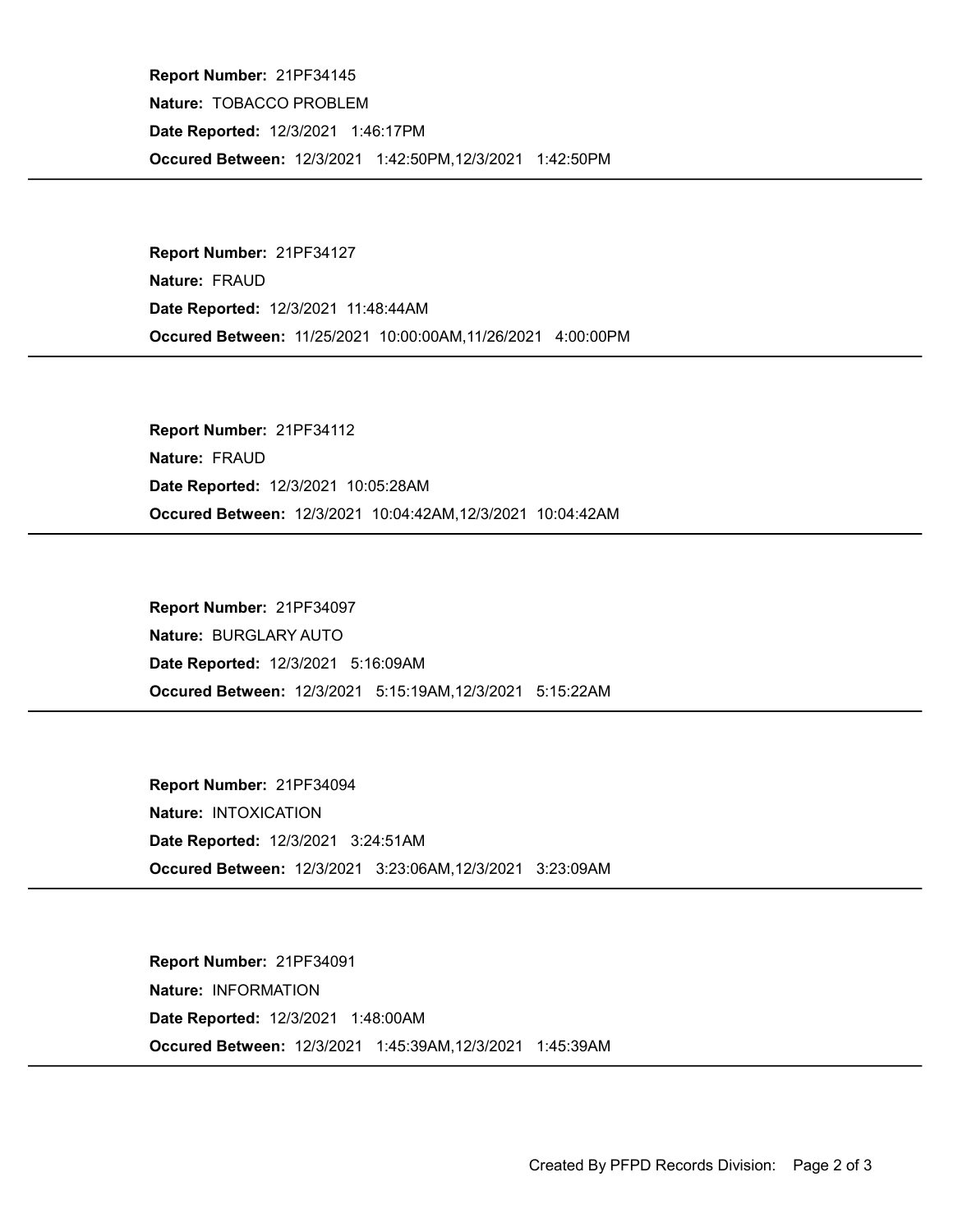**Report Number:** 21PF34145

**Nature:** TOBACCO PROBLEM

**Date Reported:** 12/3/2021 1:46:17PM

**Occured Between:** 12/3/2021 1:42:50PM,12/3/2021 1:42:50PM

---

**Report Number:** 21PF34127

**Nature:** FRAUD

**Date Reported:** 12/3/2021 11:48:44AM

**Occured Between:** 11/25/2021 10:00:00AM,11/26/2021 4:00:00PM

---

**Report Number:** 21PF34112

**Nature:** FRAUD

**Date Reported:** 12/3/2021 10:05:28AM

**Occured Between:** 12/3/2021 10:04:42AM,12/3/2021 10:04:42AM

---

**Report Number:** 21PF34097

**Nature:** BURGLARY AUTO

**Date Reported:** 12/3/2021 5:16:09AM

**Occured Between:** 12/3/2021 5:15:19AM,12/3/2021 5:15:22AM

---

**Report Number:** 21PF34094

**Nature:** INTOXICATION

**Date Reported:** 12/3/2021 3:24:51AM

**Occured Between:** 12/3/2021 3:23:06AM,12/3/2021 3:23:09AM

---

**Report Number:** 21PF34091

**Nature:** INFORMATION

**Date Reported:** 12/3/2021 1:48:00AM

**Occured Between:** 12/3/2021 1:45:39AM,12/3/2021 1:45:39AM

---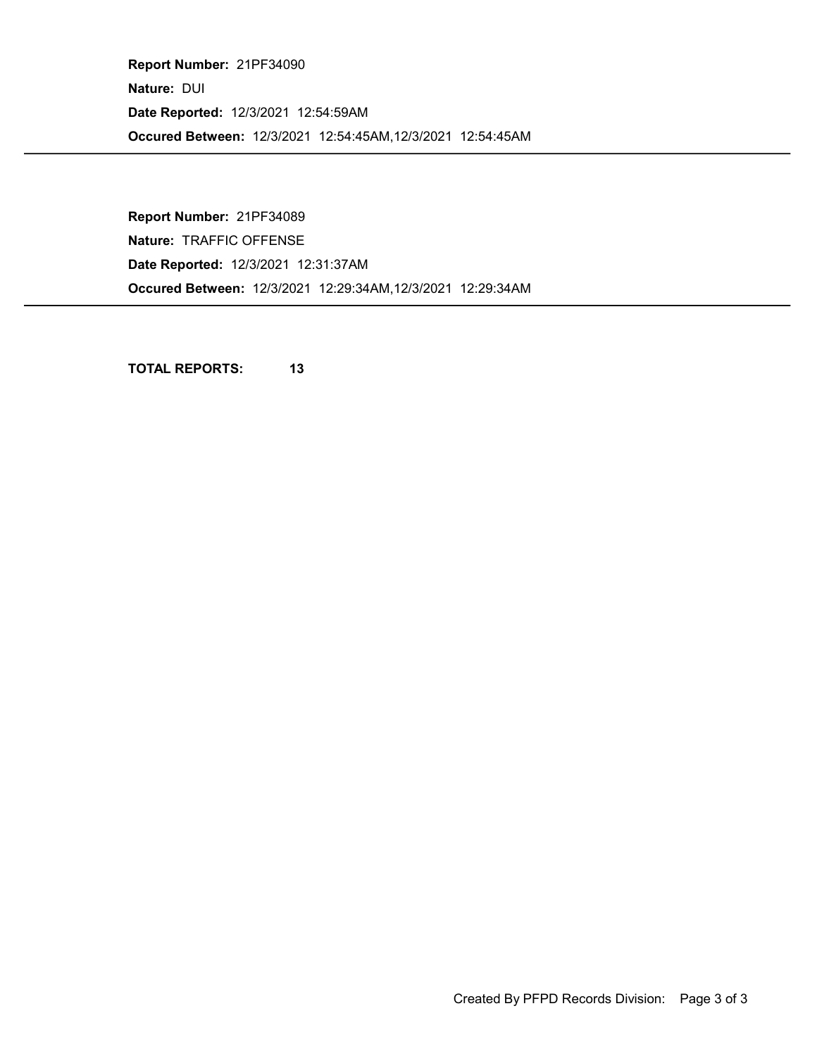**Report Number:** 21PF34090

**Nature:** DUI

**Date Reported:** 12/3/2021 12:54:59AM

**Occured Between:** 12/3/2021 12:54:45AM,12/3/2021 12:54:45AM

---

**Report Number:** 21PF34089

**Nature:** TRAFFIC OFFENSE

**Date Reported:** 12/3/2021 12:31:37AM

**Occured Between:** 12/3/2021 12:29:34AM,12/3/2021 12:29:34AM

---

**TOTAL REPORTS: 13**